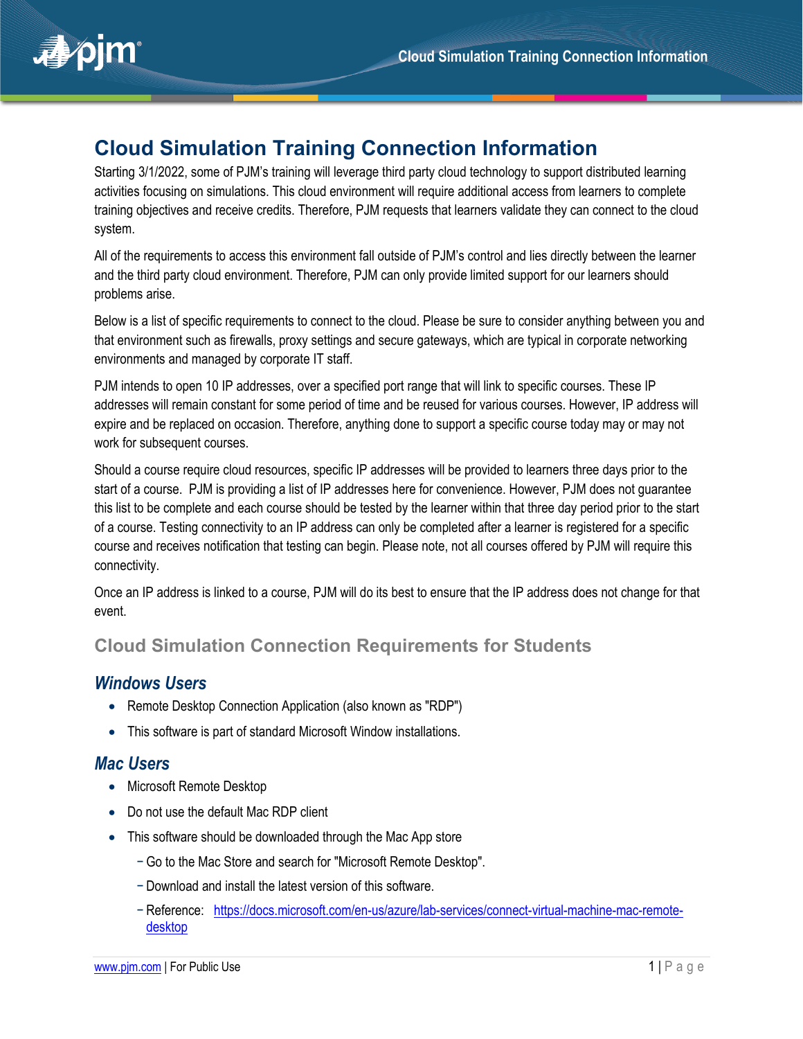# Cloud Simulation Training Connection Information

Starting 3/1/2022, some of PJM's training will leverage third party cloud technology to support distributed learning activities focusing on simulations. This cloud environment will require additional access from learners to complete training objectives and receive credits. Therefore, PJM requests that learners validate they can connect to the cloud system.

All of the requirements to access this environment fall outside of PJM's control and lies directly between the learner and the third party cloud environment. Therefore, PJM can only provide limited support for our learners should problems arise.

Below is a list of specific requirements to connect to the cloud. Please be sure to consider anything between you and that environment such as firewalls, proxy settings and secure gateways, which are typical in corporate networking environments and managed by corporate IT staff.

PJM intends to open 10 IP addresses, over a specified port range that will link to specific courses. These IP addresses will remain constant for some period of time and be reused for various courses. However, IP address will expire and be replaced on occasion. Therefore, anything done to support a specific course today may or may not work for subsequent courses.

Should a course require cloud resources, specific IP addresses will be provided to learners three days prior to the start of a course. PJM is providing a list of IP addresses here for convenience. However, PJM does not guarantee this list to be complete and each course should be tested by the learner within that three day period prior to the start of a course. Testing connectivity to an IP address can only be completed after a learner is registered for a specific course and receives notification that testing can begin. Please note, not all courses offered by PJM will require this connectivity.

Once an IP address is linked to a course, PJM will do its best to ensure that the IP address does not change for that event.

## Cloud Simulation Connection Requirements for Students

### *Windows Users*

- Remote Desktop Connection Application (also known as "RDP")
- This software is part of standard Microsoft Window installations.

### *Mac Users*

- Microsoft Remote Desktop
- Do not use the default Mac RDP client
- This software should be downloaded through the Mac App store
  - Go to the Mac Store and search for "Microsoft Remote Desktop".
  - Download and install the latest version of this software.
  - Reference: https://docs.microsoft.com/en-us/azure/lab-services/connect-virtual-machine-mac-remote-desktop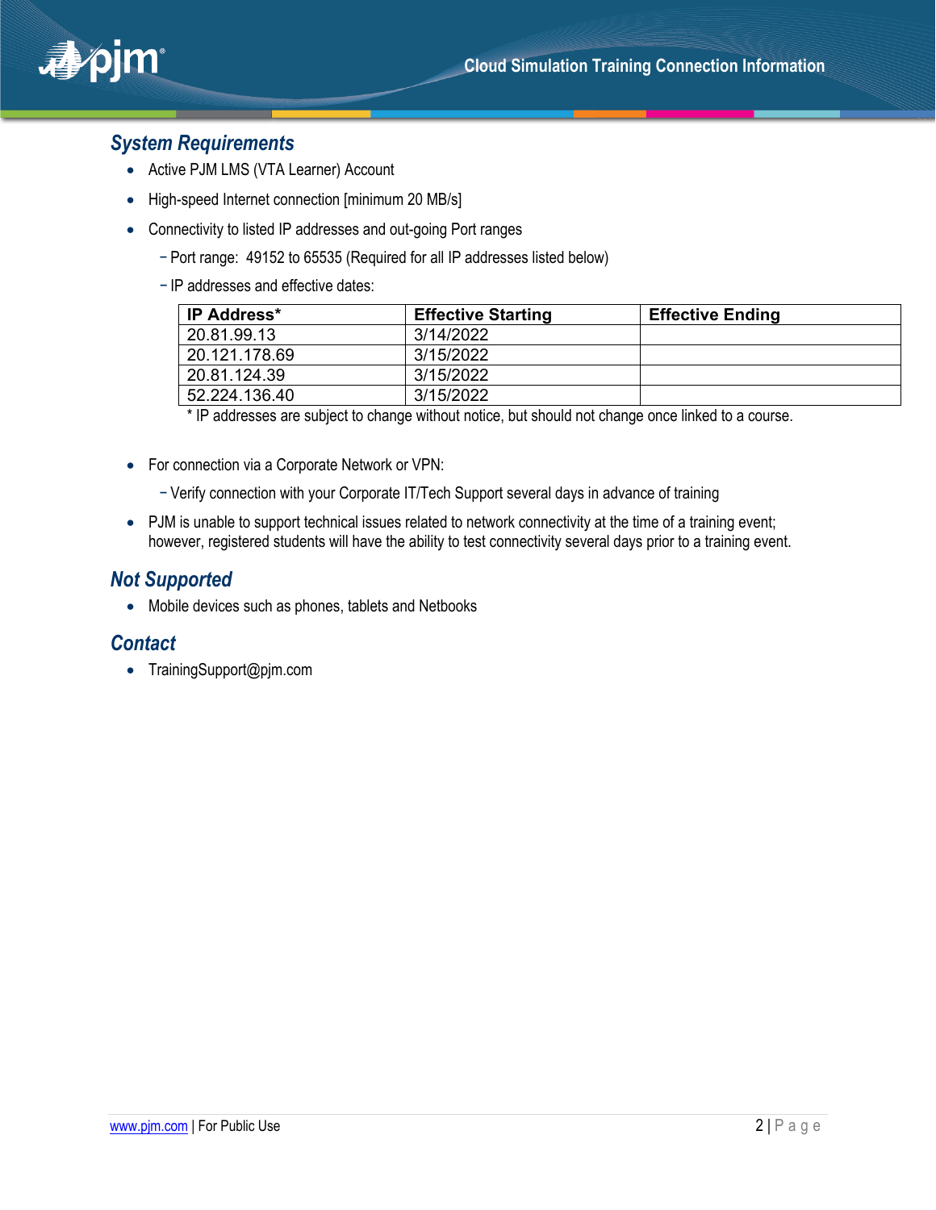## System Requirements

- Active PJM LMS (VTA Learner) Account
- High-speed Internet connection [minimum 20 MB/s]
- Connectivity to listed IP addresses and out-going Port ranges
  - Port range: 49152 to 65535 (Required for all IP addresses listed below)
  - IP addresses and effective dates:

| IP Address* | Effective Starting | Effective Ending |
|---|---|---|
| 20.81.99.13 | 3/14/2022 | |
| 20.121.178.69 | 3/15/2022 | |
| 20.81.124.39 | 3/15/2022 | |
| 52.224.136.40 | 3/15/2022 | |

\* IP addresses are subject to change without notice, but should not change once linked to a course.

- For connection via a Corporate Network or VPN:
  - Verify connection with your Corporate IT/Tech Support several days in advance of training
- PJM is unable to support technical issues related to network connectivity at the time of a training event; however, registered students will have the ability to test connectivity several days prior to a training event.

## Not Supported

- Mobile devices such as phones, tablets and Netbooks

## Contact

- TrainingSupport@pjm.com